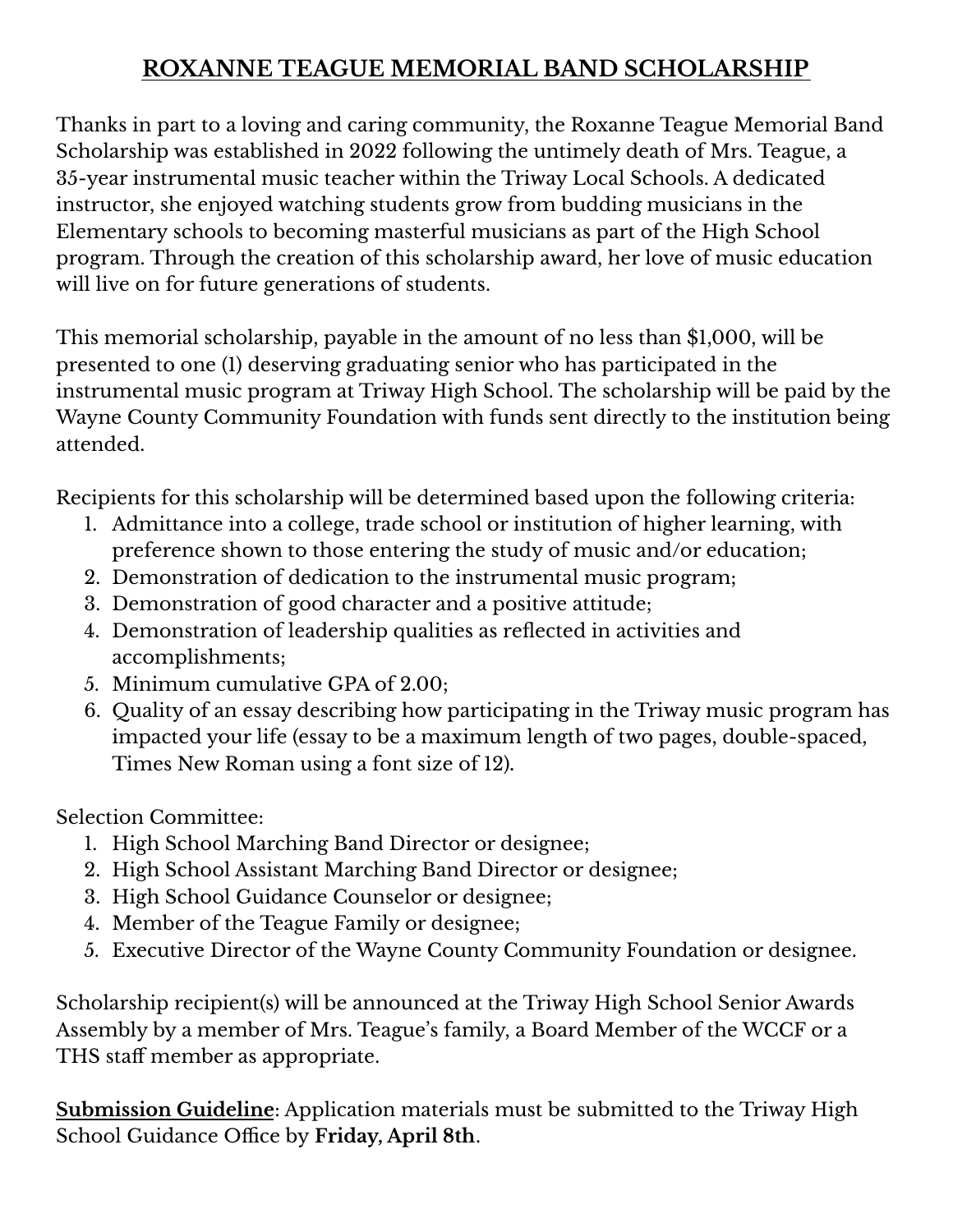# ROXANNE TEAGUE MEMORIAL BAND SCHOLARSHIP

Thanks in part to a loving and caring community, the Roxanne Teague Memorial Band Scholarship was established in 2022 following the untimely death of Mrs. Teague, a 35-year instrumental music teacher within the Triway Local Schools. A dedicated instructor, she enjoyed watching students grow from budding musicians in the Elementary schools to becoming masterful musicians as part of the High School program. Through the creation of this scholarship award, her love of music education will live on for future generations of students.

This memorial scholarship, payable in the amount of no less than $1,000, will be presented to one (1) deserving graduating senior who has participated in the instrumental music program at Triway High School. The scholarship will be paid by the Wayne County Community Foundation with funds sent directly to the institution being attended.

Recipients for this scholarship will be determined based upon the following criteria:

1. Admittance into a college, trade school or institution of higher learning, with preference shown to those entering the study of music and/or education;
2. Demonstration of dedication to the instrumental music program;
3. Demonstration of good character and a positive attitude;
4. Demonstration of leadership qualities as reflected in activities and accomplishments;
5. Minimum cumulative GPA of 2.00;
6. Quality of an essay describing how participating in the Triway music program has impacted your life (essay to be a maximum length of two pages, double-spaced, Times New Roman using a font size of 12).

Selection Committee:

1. High School Marching Band Director or designee;
2. High School Assistant Marching Band Director or designee;
3. High School Guidance Counselor or designee;
4. Member of the Teague Family or designee;
5. Executive Director of the Wayne County Community Foundation or designee.

Scholarship recipient(s) will be announced at the Triway High School Senior Awards Assembly by a member of Mrs. Teague's family, a Board Member of the WCCF or a THS staff member as appropriate.

**Submission Guideline**: Application materials must be submitted to the Triway High School Guidance Office by **Friday, April 8th**.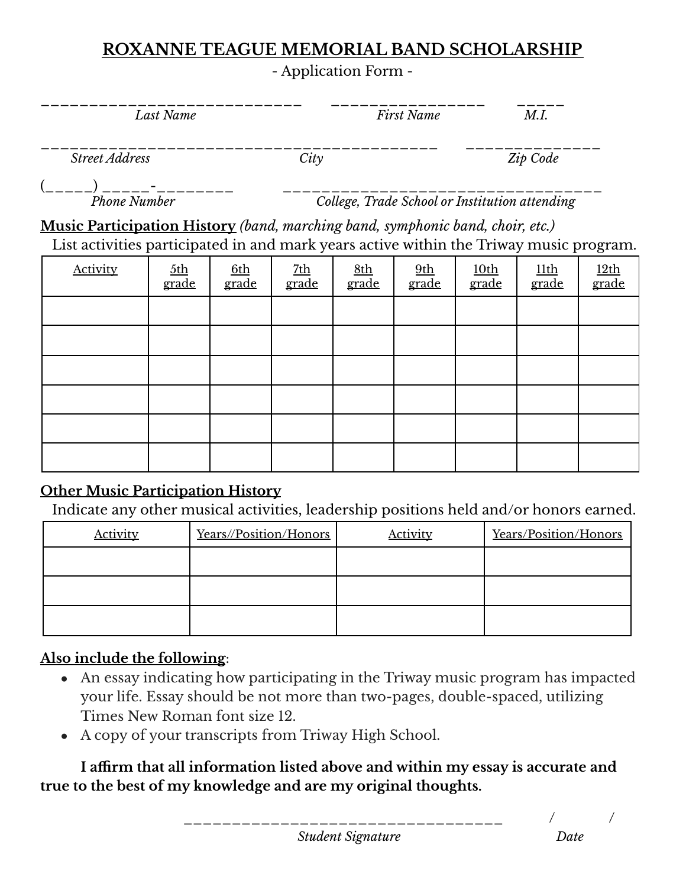# ROXANNE TEAGUE MEMORIAL BAND SCHOLARSHIP

- Application Form -

_____________________________ _________________ _____
*Last Name* *First Name* *M.I.*

____________________________________________ _______________
*Street Address* *City* *Zip Code*

(_____) _____-________ ___________________________________
*Phone Number* *College, Trade School or Institution attending*

**Music Participation History** *(band, marching band, symphonic band, choir, etc.)*

List activities participated in and mark years active within the Triway music program.

| Activity | 5th grade | 6th grade | 7th grade | 8th grade | 9th grade | 10th grade | 11th grade | 12th grade |
|---|---|---|---|---|---|---|---|---|
| | | | | | | | | |
| | | | | | | | | |
| | | | | | | | | |
| | | | | | | | | |
| | | | | | | | | |
| | | | | | | | | |

**Other Music Participation History**

Indicate any other musical activities, leadership positions held and/or honors earned.

| Activity | Years//Position/Honors | Activity | Years/Position/Honors |
|---|---|---|---|
| | | | |
| | | | |
| | | | |

**Also include the following**:

- An essay indicating how participating in the Triway music program has impacted your life. Essay should be not more than two-pages, double-spaced, utilizing Times New Roman font size 12.
- A copy of your transcripts from Triway High School.

**I affirm that all information listed above and within my essay is accurate and true to the best of my knowledge and are my original thoughts.**

___________________________________ / /
*Student Signature* *Date*